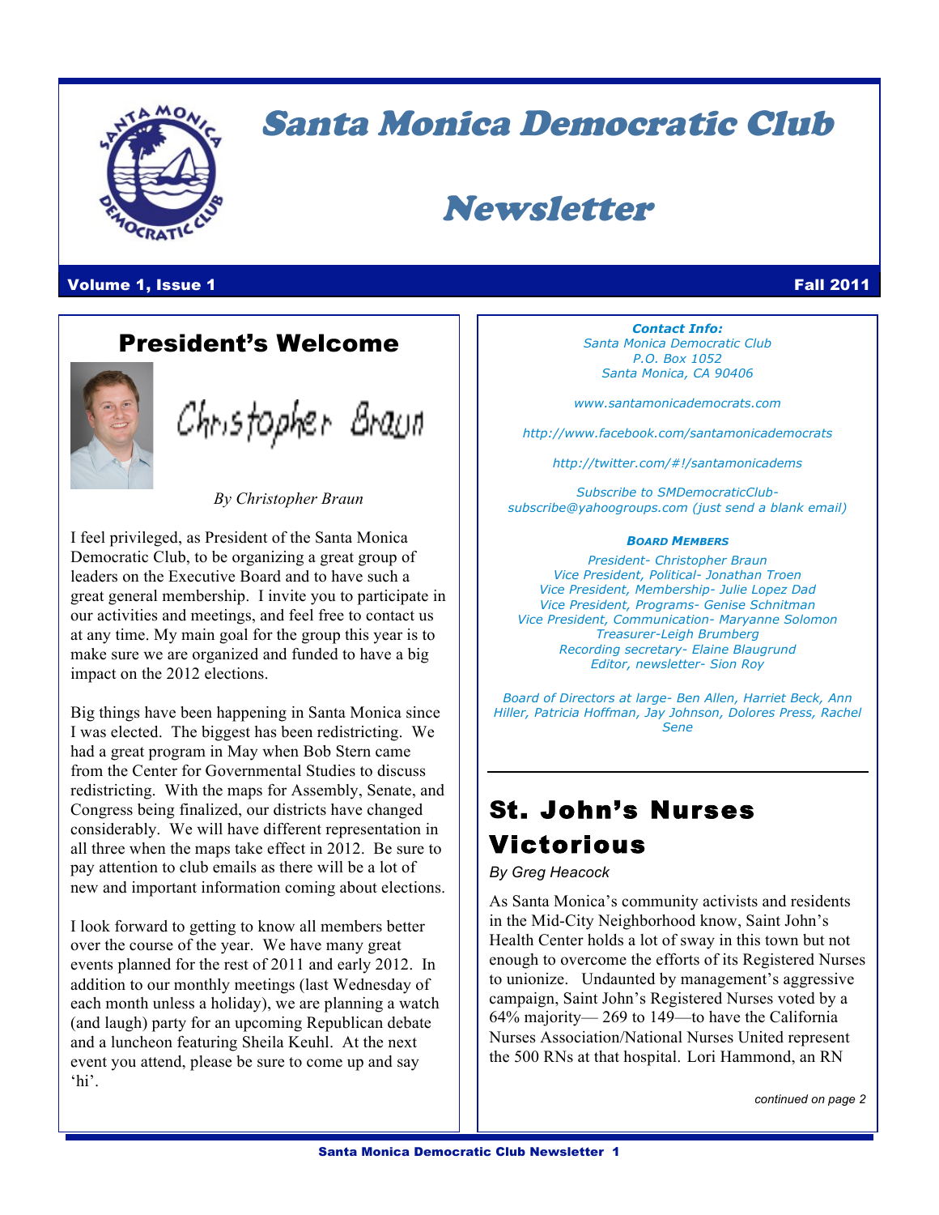# Santa Monica Democratic Club

# Newsletter

**Volume 1, Issue 1** **Fall 2011**

## President's Welcome

Christopher Braun

*By Christopher Braun*

I feel privileged, as President of the Santa Monica Democratic Club, to be organizing a great group of leaders on the Executive Board and to have such a great general membership. I invite you to participate in our activities and meetings, and feel free to contact us at any time. My main goal for the group this year is to make sure we are organized and funded to have a big impact on the 2012 elections.

Big things have been happening in Santa Monica since I was elected. The biggest has been redistricting. We had a great program in May when Bob Stern came from the Center for Governmental Studies to discuss redistricting. With the maps for Assembly, Senate, and Congress being finalized, our districts have changed considerably. We will have different representation in all three when the maps take effect in 2012. Be sure to pay attention to club emails as there will be a lot of new and important information coming about elections.

I look forward to getting to know all members better over the course of the year. We have many great events planned for the rest of 2011 and early 2012. In addition to our monthly meetings (last Wednesday of each month unless a holiday), we are planning a watch (and laugh) party for an upcoming Republican debate and a luncheon featuring Sheila Keuhl. At the next event you attend, please be sure to come up and say 'hi'.

***Contact Info:***
*Santa Monica Democratic Club*
*P.O. Box 1052*
*Santa Monica, CA 90406*

*www.santamonicademocrats.com*

*http://www.facebook.com/santamonicademocrats*

*http://twitter.com/#!/santamonicadems*

*Subscribe to SMDemocraticClub-subscribe@yahoogroups.com (just send a blank email)*

***Board Members***

*President- Christopher Braun*
*Vice President, Political- Jonathan Troen*
*Vice President, Membership- Julie Lopez Dad*
*Vice President, Programs- Genise Schnitman*
*Vice President, Communication- Maryanne Solomon*
*Treasurer-Leigh Brumberg*
*Recording secretary- Elaine Blaugrund*
*Editor, newsletter- Sion Roy*

*Board of Directors at large- Ben Allen, Harriet Beck, Ann Hiller, Patricia Hoffman, Jay Johnson, Dolores Press, Rachel Sene*

## St. John's Nurses Victorious

*By Greg Heacock*

As Santa Monica's community activists and residents in the Mid-City Neighborhood know, Saint John's Health Center holds a lot of sway in this town but not enough to overcome the efforts of its Registered Nurses to unionize. Undaunted by management's aggressive campaign, Saint John's Registered Nurses voted by a 64% majority— 269 to 149—to have the California Nurses Association/National Nurses United represent the 500 RNs at that hospital. Lori Hammond, an RN

*continued on page 2*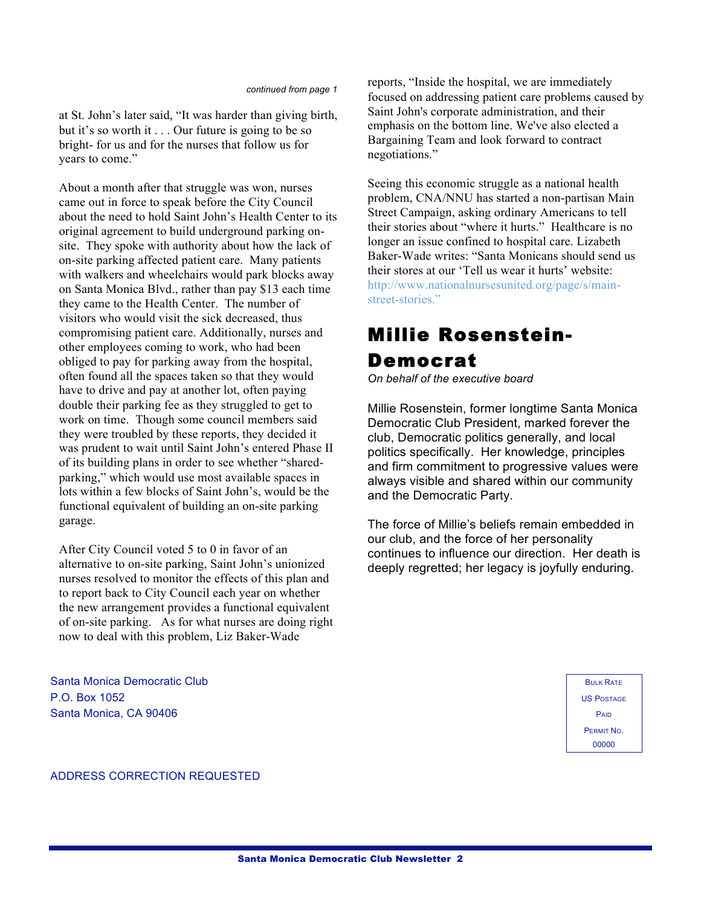*continued from page 1*

at St. John's later said, "It was harder than giving birth, but it's so worth it . . . Our future is going to be so bright- for us and for the nurses that follow us for years to come."

About a month after that struggle was won, nurses came out in force to speak before the City Council about the need to hold Saint John's Health Center to its original agreement to build underground parking on-site. They spoke with authority about how the lack of on-site parking affected patient care. Many patients with walkers and wheelchairs would park blocks away on Santa Monica Blvd., rather than pay $13 each time they came to the Health Center. The number of visitors who would visit the sick decreased, thus compromising patient care. Additionally, nurses and other employees coming to work, who had been obliged to pay for parking away from the hospital, often found all the spaces taken so that they would have to drive and pay at another lot, often paying double their parking fee as they struggled to get to work on time. Though some council members said they were troubled by these reports, they decided it was prudent to wait until Saint John's entered Phase II of its building plans in order to see whether "shared-parking," which would use most available spaces in lots within a few blocks of Saint John's, would be the functional equivalent of building an on-site parking garage.

After City Council voted 5 to 0 in favor of an alternative to on-site parking, Saint John's unionized nurses resolved to monitor the effects of this plan and to report back to City Council each year on whether the new arrangement provides a functional equivalent of on-site parking. As for what nurses are doing right now to deal with this problem, Liz Baker-Wade reports, "Inside the hospital, we are immediately focused on addressing patient care problems caused by Saint John's corporate administration, and their emphasis on the bottom line. We've also elected a Bargaining Team and look forward to contract negotiations."

Seeing this economic struggle as a national health problem, CNA/NNU has started a non-partisan Main Street Campaign, asking ordinary Americans to tell their stories about "where it hurts." Healthcare is no longer an issue confined to hospital care. Lizabeth Baker-Wade writes: "Santa Monicans should send us their stores at our 'Tell us wear it hurts' website: http://www.nationalnursesunited.org/page/s/main-street-stories."

## Millie Rosenstein-Democrat

*On behalf of the executive board*

Millie Rosenstein, former longtime Santa Monica Democratic Club President, marked forever the club, Democratic politics generally, and local politics specifically. Her knowledge, principles and firm commitment to progressive values were always visible and shared within our community and the Democratic Party.

The force of Millie's beliefs remain embedded in our club, and the force of her personality continues to influence our direction. Her death is deeply regretted; her legacy is joyfully enduring.

Santa Monica Democratic Club
P.O. Box 1052
Santa Monica, CA 90406

BULK RATE
US POSTAGE
PAID
PERMIT NO.
00000

ADDRESS CORRECTION REQUESTED